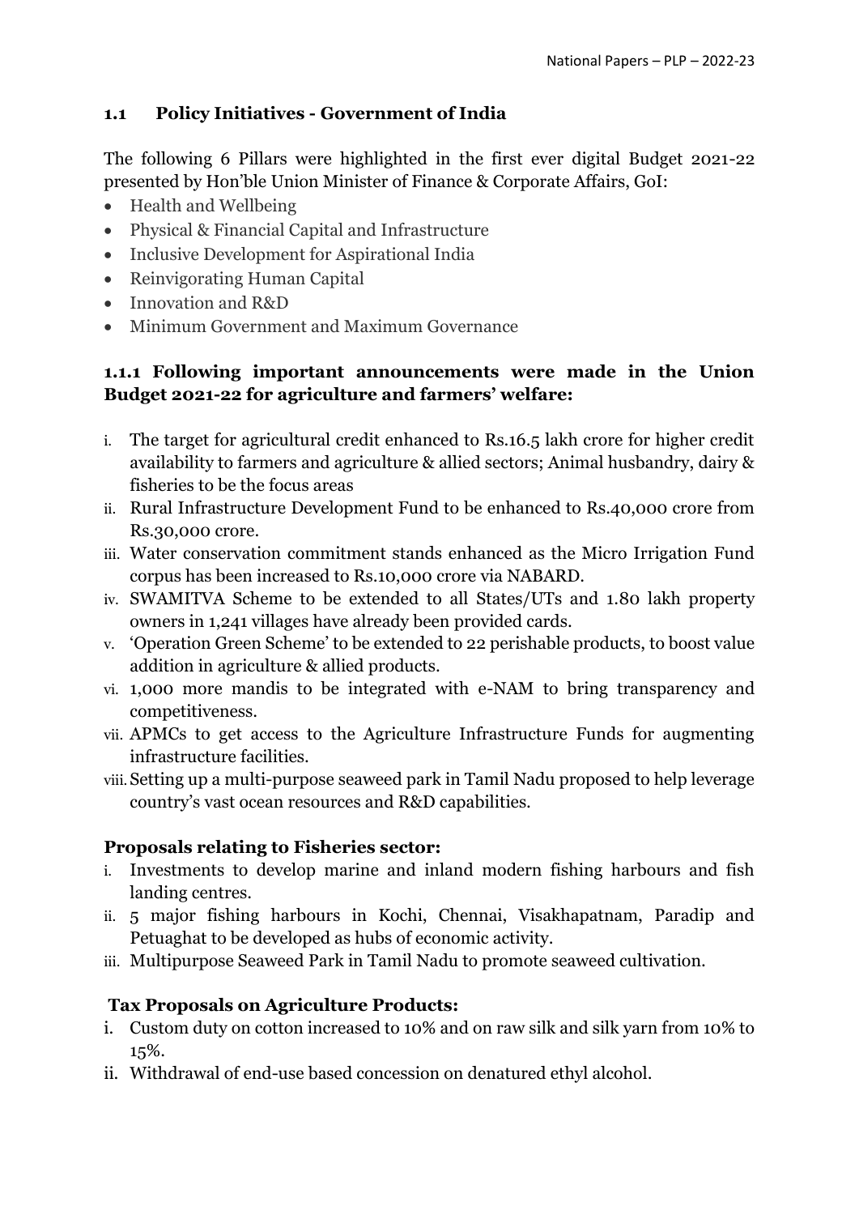## 1.1 Policy Initiatives - Government of India

The following 6 Pillars were highlighted in the first ever digital Budget 2021-22 presented by Hon'ble Union Minister of Finance & Corporate Affairs, GoI:

- Health and Wellbeing
- Physical & Financial Capital and Infrastructure
- Inclusive Development for Aspirational India
- Reinvigorating Human Capital
- Innovation and R&D
- Minimum Government and Maximum Governance

### 1.1.1 Following important announcements were made in the Union Budget 2021-22 for agriculture and farmers' welfare:

i. The target for agricultural credit enhanced to Rs.16.5 lakh crore for higher credit availability to farmers and agriculture & allied sectors; Animal husbandry, dairy & fisheries to be the focus areas
ii. Rural Infrastructure Development Fund to be enhanced to Rs.40,000 crore from Rs.30,000 crore.
iii. Water conservation commitment stands enhanced as the Micro Irrigation Fund corpus has been increased to Rs.10,000 crore via NABARD.
iv. SWAMITVA Scheme to be extended to all States/UTs and 1.80 lakh property owners in 1,241 villages have already been provided cards.
v. 'Operation Green Scheme' to be extended to 22 perishable products, to boost value addition in agriculture & allied products.
vi. 1,000 more mandis to be integrated with e-NAM to bring transparency and competitiveness.
vii. APMCs to get access to the Agriculture Infrastructure Funds for augmenting infrastructure facilities.
viii. Setting up a multi-purpose seaweed park in Tamil Nadu proposed to help leverage country's vast ocean resources and R&D capabilities.

**Proposals relating to Fisheries sector:**

i. Investments to develop marine and inland modern fishing harbours and fish landing centres.
ii. 5 major fishing harbours in Kochi, Chennai, Visakhapatnam, Paradip and Petuaghat to be developed as hubs of economic activity.
iii. Multipurpose Seaweed Park in Tamil Nadu to promote seaweed cultivation.

**Tax Proposals on Agriculture Products:**

i. Custom duty on cotton increased to 10% and on raw silk and silk yarn from 10% to 15%.
ii. Withdrawal of end-use based concession on denatured ethyl alcohol.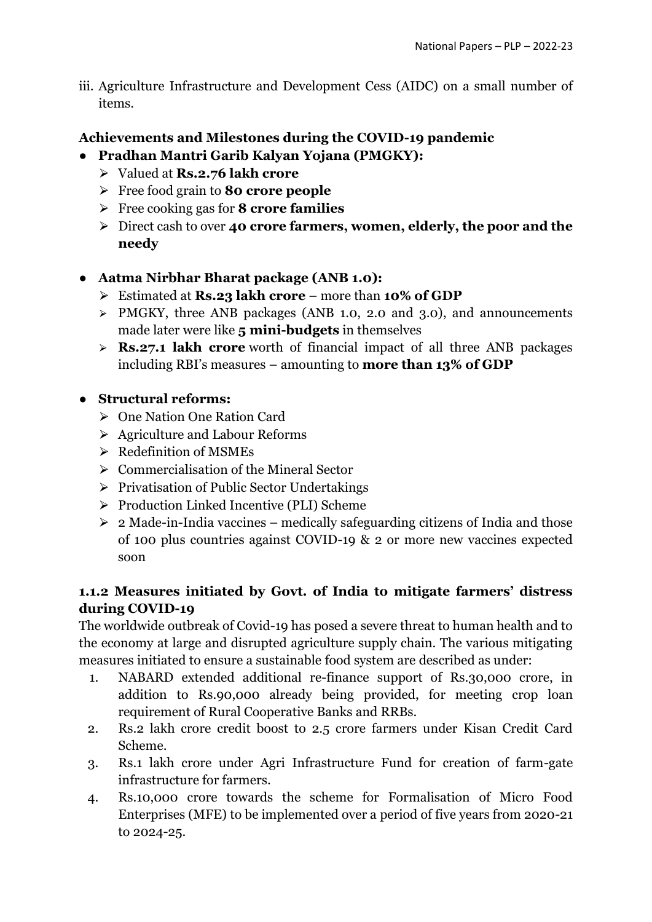iii. Agriculture Infrastructure and Development Cess (AIDC) on a small number of items.

### Achievements and Milestones during the COVID-19 pandemic

- **Pradhan Mantri Garib Kalyan Yojana (PMGKY):**
  - Valued at **Rs.2.76 lakh crore**
  - Free food grain to **80 crore people**
  - Free cooking gas for **8 crore families**
  - Direct cash to over **40 crore farmers, women, elderly, the poor and the needy**

- **Aatma Nirbhar Bharat package (ANB 1.0):**
  - Estimated at **Rs.23 lakh crore** – more than **10% of GDP**
  - PMGKY, three ANB packages (ANB 1.0, 2.0 and 3.0), and announcements made later were like **5 mini-budgets** in themselves
  - **Rs.27.1 lakh crore** worth of financial impact of all three ANB packages including RBI's measures – amounting to **more than 13% of GDP**

- **Structural reforms:**
  - One Nation One Ration Card
  - Agriculture and Labour Reforms
  - Redefinition of MSMEs
  - Commercialisation of the Mineral Sector
  - Privatisation of Public Sector Undertakings
  - Production Linked Incentive (PLI) Scheme
  - 2 Made-in-India vaccines – medically safeguarding citizens of India and those of 100 plus countries against COVID-19 & 2 or more new vaccines expected soon

### 1.1.2 Measures initiated by Govt. of India to mitigate farmers' distress during COVID-19

The worldwide outbreak of Covid-19 has posed a severe threat to human health and to the economy at large and disrupted agriculture supply chain. The various mitigating measures initiated to ensure a sustainable food system are described as under:

1. NABARD extended additional re-finance support of Rs.30,000 crore, in addition to Rs.90,000 already being provided, for meeting crop loan requirement of Rural Cooperative Banks and RRBs.
2. Rs.2 lakh crore credit boost to 2.5 crore farmers under Kisan Credit Card Scheme.
3. Rs.1 lakh crore under Agri Infrastructure Fund for creation of farm-gate infrastructure for farmers.
4. Rs.10,000 crore towards the scheme for Formalisation of Micro Food Enterprises (MFE) to be implemented over a period of five years from 2020-21 to 2024-25.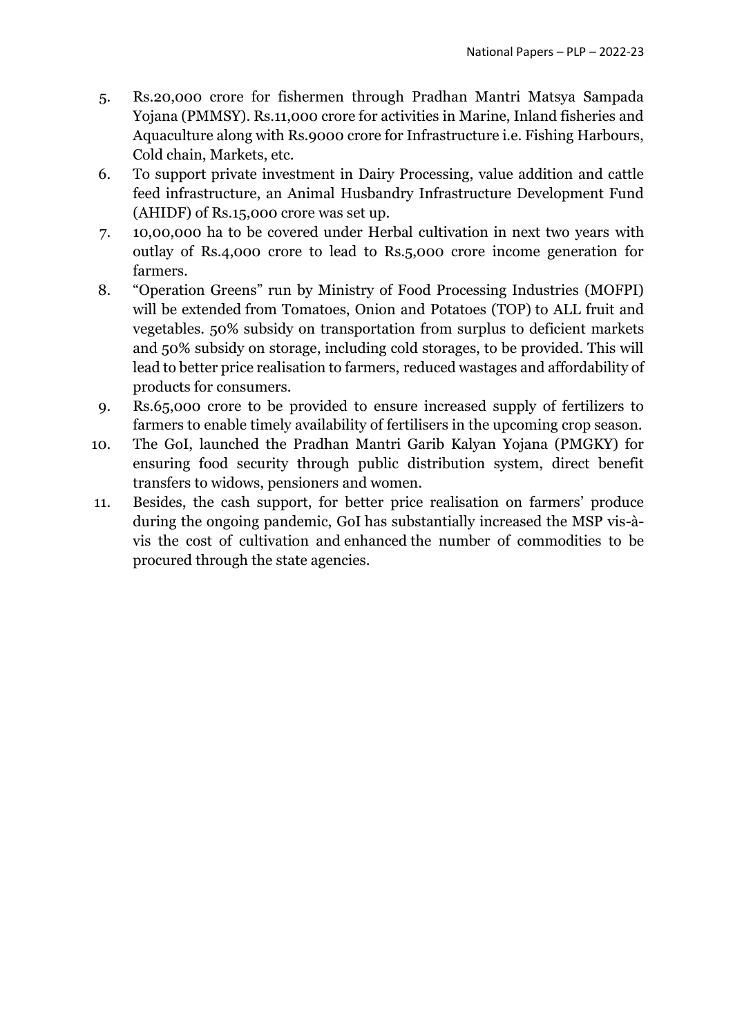5. Rs.20,000 crore for fishermen through Pradhan Mantri Matsya Sampada Yojana (PMMSY). Rs.11,000 crore for activities in Marine, Inland fisheries and Aquaculture along with Rs.9000 crore for Infrastructure i.e. Fishing Harbours, Cold chain, Markets, etc.
6. To support private investment in Dairy Processing, value addition and cattle feed infrastructure, an Animal Husbandry Infrastructure Development Fund (AHIDF) of Rs.15,000 crore was set up.
7. 10,00,000 ha to be covered under Herbal cultivation in next two years with outlay of Rs.4,000 crore to lead to Rs.5,000 crore income generation for farmers.
8. "Operation Greens" run by Ministry of Food Processing Industries (MOFPI) will be extended from Tomatoes, Onion and Potatoes (TOP) to ALL fruit and vegetables. 50% subsidy on transportation from surplus to deficient markets and 50% subsidy on storage, including cold storages, to be provided. This will lead to better price realisation to farmers, reduced wastages and affordability of products for consumers.
9. Rs.65,000 crore to be provided to ensure increased supply of fertilizers to farmers to enable timely availability of fertilisers in the upcoming crop season.
10. The GoI, launched the Pradhan Mantri Garib Kalyan Yojana (PMGKY) for ensuring food security through public distribution system, direct benefit transfers to widows, pensioners and women.
11. Besides, the cash support, for better price realisation on farmers' produce during the ongoing pandemic, GoI has substantially increased the MSP vis-à-vis the cost of cultivation and enhanced the number of commodities to be procured through the state agencies.